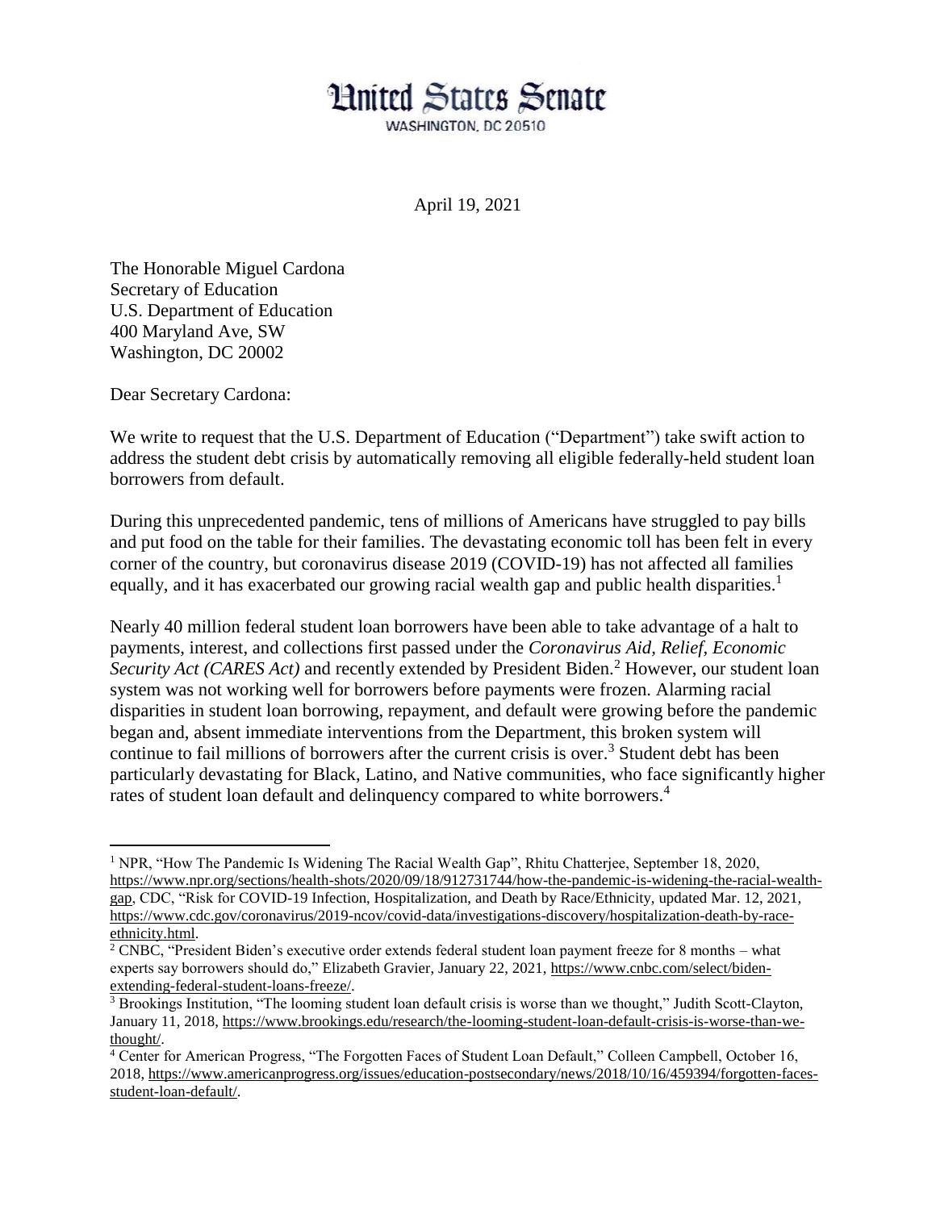# United States Senate

WASHINGTON, DC 20510

April 19, 2021

The Honorable Miguel Cardona
Secretary of Education
U.S. Department of Education
400 Maryland Ave, SW
Washington, DC 20002

Dear Secretary Cardona:

We write to request that the U.S. Department of Education ("Department") take swift action to address the student debt crisis by automatically removing all eligible federally-held student loan borrowers from default.

During this unprecedented pandemic, tens of millions of Americans have struggled to pay bills and put food on the table for their families. The devastating economic toll has been felt in every corner of the country, but coronavirus disease 2019 (COVID-19) has not affected all families equally, and it has exacerbated our growing racial wealth gap and public health disparities.[1]

Nearly 40 million federal student loan borrowers have been able to take advantage of a halt to payments, interest, and collections first passed under the *Coronavirus Aid, Relief, Economic Security Act (CARES Act)* and recently extended by President Biden.[2] However, our student loan system was not working well for borrowers before payments were frozen. Alarming racial disparities in student loan borrowing, repayment, and default were growing before the pandemic began and, absent immediate interventions from the Department, this broken system will continue to fail millions of borrowers after the current crisis is over.[3] Student debt has been particularly devastating for Black, Latino, and Native communities, who face significantly higher rates of student loan default and delinquency compared to white borrowers.[4]

---

[1] NPR, "How The Pandemic Is Widening The Racial Wealth Gap", Rhitu Chatterjee, September 18, 2020, https://www.npr.org/sections/health-shots/2020/09/18/912731744/how-the-pandemic-is-widening-the-racial-wealth-gap, CDC, "Risk for COVID-19 Infection, Hospitalization, and Death by Race/Ethnicity, updated Mar. 12, 2021, https://www.cdc.gov/coronavirus/2019-ncov/covid-data/investigations-discovery/hospitalization-death-by-race-ethnicity.html.

[2] CNBC, "President Biden's executive order extends federal student loan payment freeze for 8 months – what experts say borrowers should do," Elizabeth Gravier, January 22, 2021, https://www.cnbc.com/select/biden-extending-federal-student-loans-freeze/.

[3] Brookings Institution, "The looming student loan default crisis is worse than we thought," Judith Scott-Clayton, January 11, 2018, https://www.brookings.edu/research/the-looming-student-loan-default-crisis-is-worse-than-we-thought/.

[4] Center for American Progress, "The Forgotten Faces of Student Loan Default," Colleen Campbell, October 16, 2018, https://www.americanprogress.org/issues/education-postsecondary/news/2018/10/16/459394/forgotten-faces-student-loan-default/.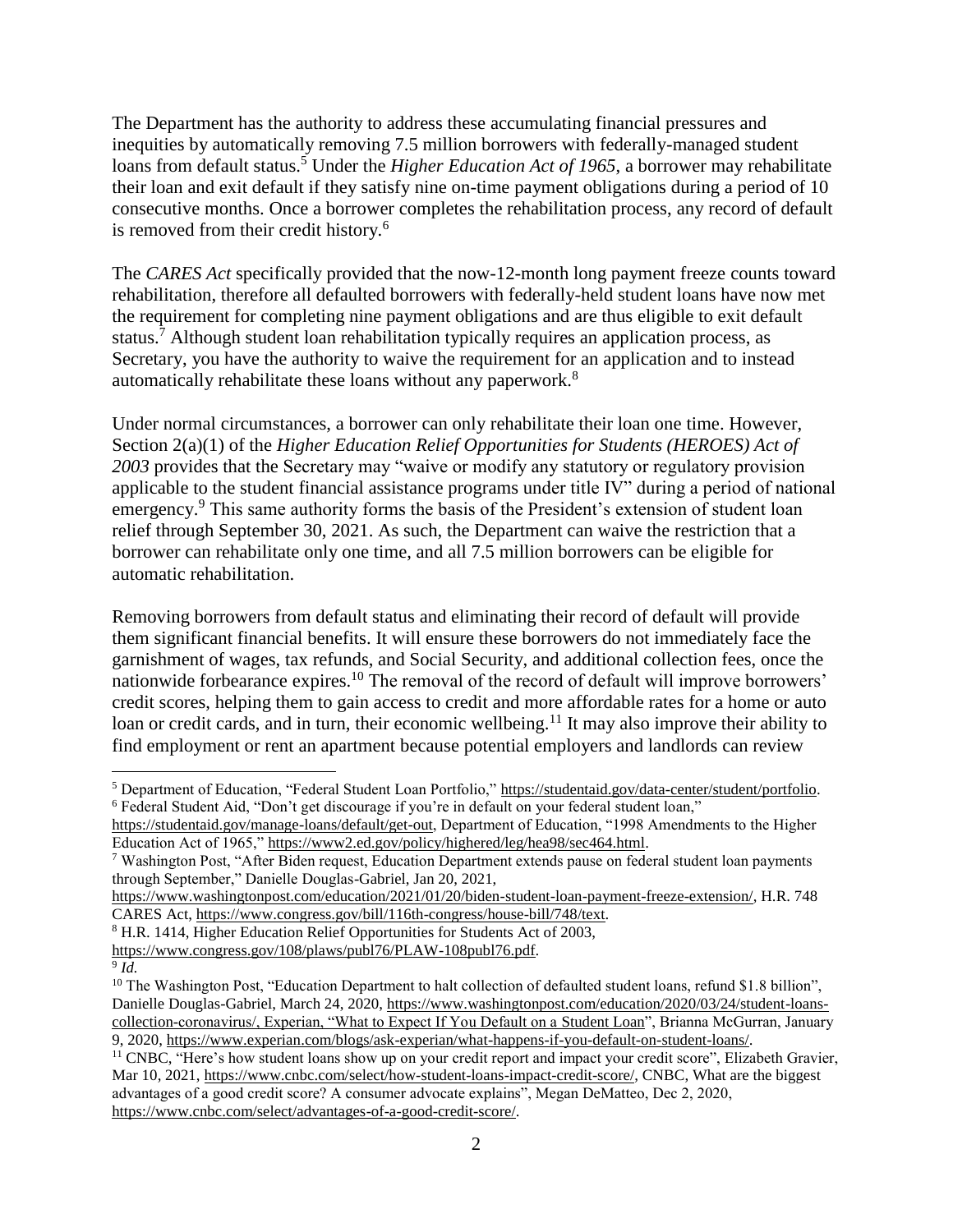The Department has the authority to address these accumulating financial pressures and inequities by automatically removing 7.5 million borrowers with federally-managed student loans from default status.[5] Under the *Higher Education Act of 1965*, a borrower may rehabilitate their loan and exit default if they satisfy nine on-time payment obligations during a period of 10 consecutive months. Once a borrower completes the rehabilitation process, any record of default is removed from their credit history.[6]

The *CARES Act* specifically provided that the now-12-month long payment freeze counts toward rehabilitation, therefore all defaulted borrowers with federally-held student loans have now met the requirement for completing nine payment obligations and are thus eligible to exit default status.[7] Although student loan rehabilitation typically requires an application process, as Secretary, you have the authority to waive the requirement for an application and to instead automatically rehabilitate these loans without any paperwork.[8]

Under normal circumstances, a borrower can only rehabilitate their loan one time. However, Section 2(a)(1) of the *Higher Education Relief Opportunities for Students (HEROES) Act of 2003* provides that the Secretary may "waive or modify any statutory or regulatory provision applicable to the student financial assistance programs under title IV" during a period of national emergency.[9] This same authority forms the basis of the President's extension of student loan relief through September 30, 2021. As such, the Department can waive the restriction that a borrower can rehabilitate only one time, and all 7.5 million borrowers can be eligible for automatic rehabilitation.

Removing borrowers from default status and eliminating their record of default will provide them significant financial benefits. It will ensure these borrowers do not immediately face the garnishment of wages, tax refunds, and Social Security, and additional collection fees, once the nationwide forbearance expires.[10] The removal of the record of default will improve borrowers' credit scores, helping them to gain access to credit and more affordable rates for a home or auto loan or credit cards, and in turn, their economic wellbeing.[11] It may also improve their ability to find employment or rent an apartment because potential employers and landlords can review

---

[5] Department of Education, "Federal Student Loan Portfolio," https://studentaid.gov/data-center/student/portfolio.

[6] Federal Student Aid, "Don't get discourage if you're in default on your federal student loan," https://studentaid.gov/manage-loans/default/get-out, Department of Education, "1998 Amendments to the Higher Education Act of 1965," https://www2.ed.gov/policy/highered/leg/hea98/sec464.html.

[7] Washington Post, "After Biden request, Education Department extends pause on federal student loan payments through September," Danielle Douglas-Gabriel, Jan 20, 2021, https://www.washingtonpost.com/education/2021/01/20/biden-student-loan-payment-freeze-extension/, H.R. 748 CARES Act, https://www.congress.gov/bill/116th-congress/house-bill/748/text.

[8] H.R. 1414, Higher Education Relief Opportunities for Students Act of 2003, https://www.congress.gov/108/plaws/publ76/PLAW-108publ76.pdf.

[9] *Id.*

[10] The Washington Post, "Education Department to halt collection of defaulted student loans, refund $1.8 billion", Danielle Douglas-Gabriel, March 24, 2020, https://www.washingtonpost.com/education/2020/03/24/student-loans-collection-coronavirus/, Experian, "What to Expect If You Default on a Student Loan", Brianna McGurran, January 9, 2020, https://www.experian.com/blogs/ask-experian/what-happens-if-you-default-on-student-loans/.

[11] CNBC, "Here's how student loans show up on your credit report and impact your credit score", Elizabeth Gravier, Mar 10, 2021, https://www.cnbc.com/select/how-student-loans-impact-credit-score/, CNBC, What are the biggest advantages of a good credit score? A consumer advocate explains", Megan DeMatteo, Dec 2, 2020, https://www.cnbc.com/select/advantages-of-a-good-credit-score/.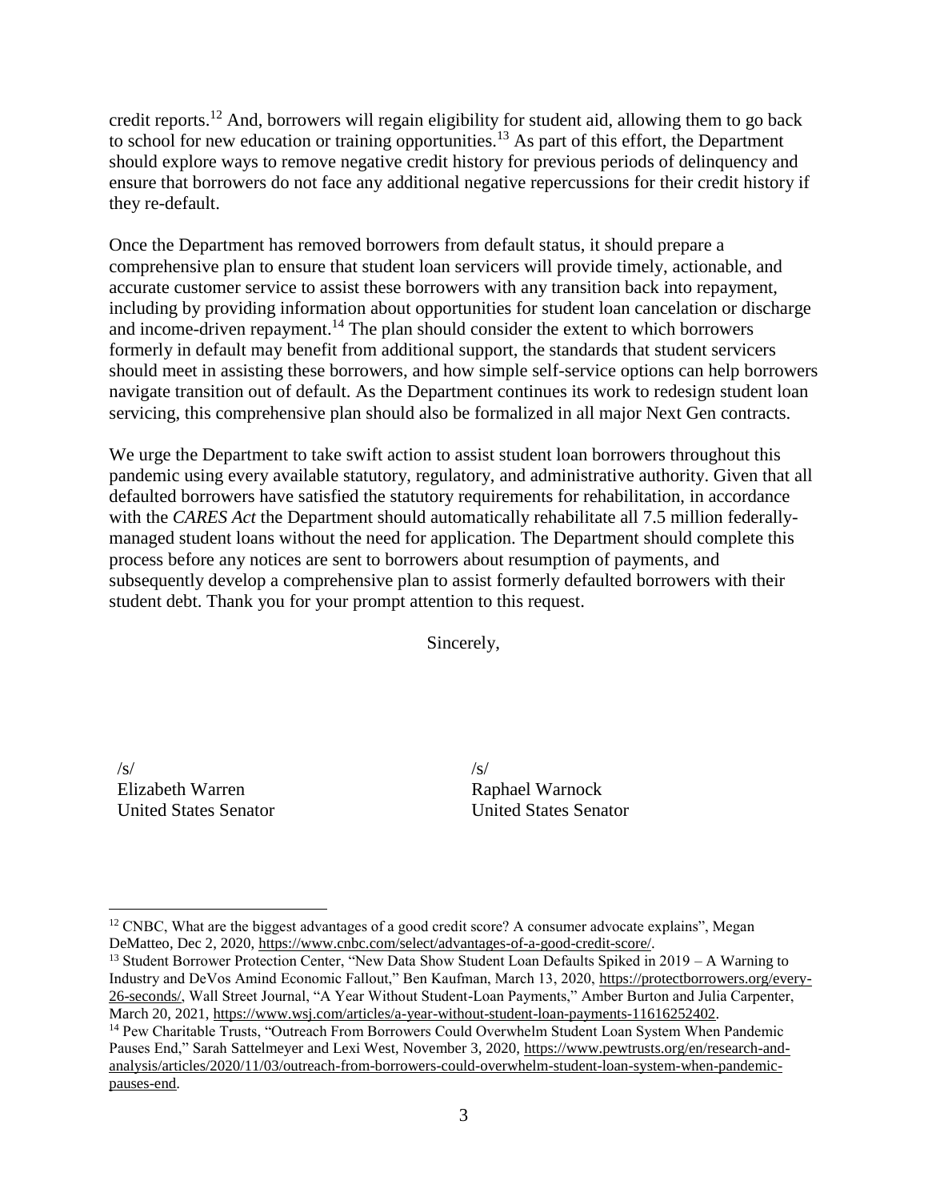credit reports.[12] And, borrowers will regain eligibility for student aid, allowing them to go back to school for new education or training opportunities.[13] As part of this effort, the Department should explore ways to remove negative credit history for previous periods of delinquency and ensure that borrowers do not face any additional negative repercussions for their credit history if they re-default.

Once the Department has removed borrowers from default status, it should prepare a comprehensive plan to ensure that student loan servicers will provide timely, actionable, and accurate customer service to assist these borrowers with any transition back into repayment, including by providing information about opportunities for student loan cancelation or discharge and income-driven repayment.[14] The plan should consider the extent to which borrowers formerly in default may benefit from additional support, the standards that student servicers should meet in assisting these borrowers, and how simple self-service options can help borrowers navigate transition out of default. As the Department continues its work to redesign student loan servicing, this comprehensive plan should also be formalized in all major Next Gen contracts.

We urge the Department to take swift action to assist student loan borrowers throughout this pandemic using every available statutory, regulatory, and administrative authority. Given that all defaulted borrowers have satisfied the statutory requirements for rehabilitation, in accordance with the *CARES Act* the Department should automatically rehabilitate all 7.5 million federally-managed student loans without the need for application. The Department should complete this process before any notices are sent to borrowers about resumption of payments, and subsequently develop a comprehensive plan to assist formerly defaulted borrowers with their student debt. Thank you for your prompt attention to this request.

Sincerely,

/s/
Elizabeth Warren
United States Senator

/s/
Raphael Warnock
United States Senator

---

[12] CNBC, What are the biggest advantages of a good credit score? A consumer advocate explains", Megan DeMatteo, Dec 2, 2020, https://www.cnbc.com/select/advantages-of-a-good-credit-score/.

[13] Student Borrower Protection Center, "New Data Show Student Loan Defaults Spiked in 2019 – A Warning to Industry and DeVos Amind Economic Fallout," Ben Kaufman, March 13, 2020, https://protectborrowers.org/every-26-seconds/, Wall Street Journal, "A Year Without Student-Loan Payments," Amber Burton and Julia Carpenter, March 20, 2021, https://www.wsj.com/articles/a-year-without-student-loan-payments-11616252402.

[14] Pew Charitable Trusts, "Outreach From Borrowers Could Overwhelm Student Loan System When Pandemic Pauses End," Sarah Sattelmeyer and Lexi West, November 3, 2020, https://www.pewtrusts.org/en/research-and-analysis/articles/2020/11/03/outreach-from-borrowers-could-overwhelm-student-loan-system-when-pandemic-pauses-end.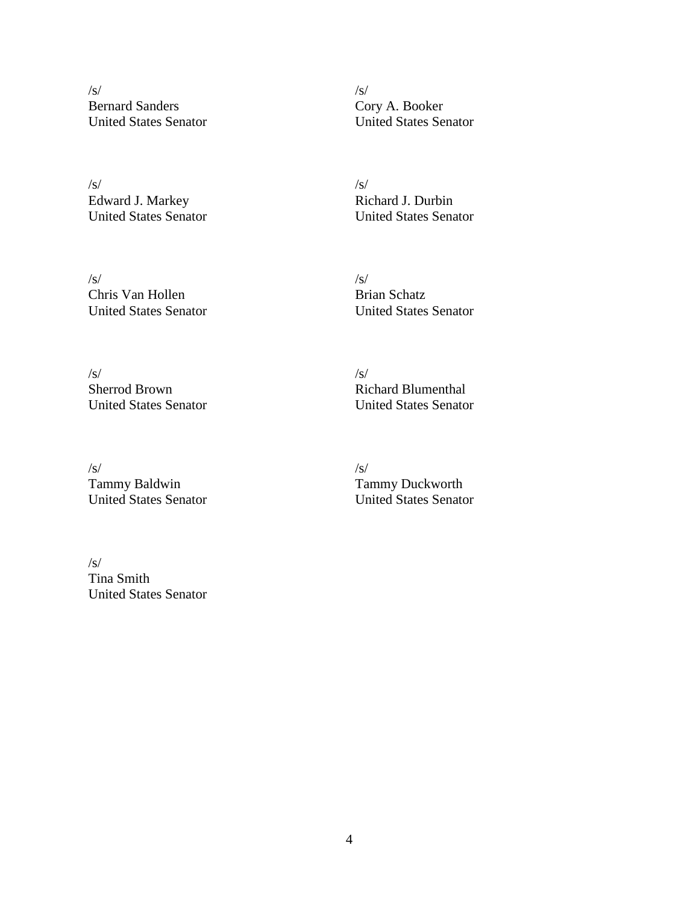/s/
Bernard Sanders
United States Senator

/s/
Cory A. Booker
United States Senator

/s/
Edward J. Markey
United States Senator

/s/
Richard J. Durbin
United States Senator

/s/
Chris Van Hollen
United States Senator

/s/
Brian Schatz
United States Senator

/s/
Sherrod Brown
United States Senator

/s/
Richard Blumenthal
United States Senator

/s/
Tammy Baldwin
United States Senator

/s/
Tammy Duckworth
United States Senator

/s/
Tina Smith
United States Senator